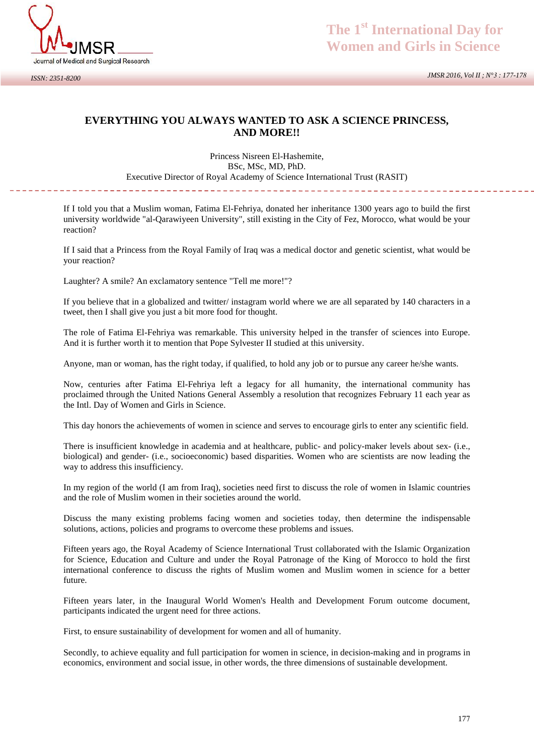# EVERYTHING YOU ALWAYS WANTED TO ASK A SCIENCE PRINCESS, AND MORE!!

Princess Nisreen El-Hashemite,
BSc, MSc, MD, PhD.
Executive Director of Royal Academy of Science International Trust (RASIT)

---

If I told you that a Muslim woman, Fatima El-Fehriya, donated her inheritance 1300 years ago to build the first university worldwide "al-Qarawiyeen University", still existing in the City of Fez, Morocco, what would be your reaction?

If I said that a Princess from the Royal Family of Iraq was a medical doctor and genetic scientist, what would be your reaction?

Laughter? A smile? An exclamatory sentence "Tell me more!"?

If you believe that in a globalized and twitter/ instagram world where we are all separated by 140 characters in a tweet, then I shall give you just a bit more food for thought.

The role of Fatima El-Fehriya was remarkable. This university helped in the transfer of sciences into Europe. And it is further worth it to mention that Pope Sylvester II studied at this university.

Anyone, man or woman, has the right today, if qualified, to hold any job or to pursue any career he/she wants.

Now, centuries after Fatima El-Fehriya left a legacy for all humanity, the international community has proclaimed through the United Nations General Assembly a resolution that recognizes February 11 each year as the Intl. Day of Women and Girls in Science.

This day honors the achievements of women in science and serves to encourage girls to enter any scientific field.

There is insufficient knowledge in academia and at healthcare, public- and policy-maker levels about sex- (i.e., biological) and gender- (i.e., socioeconomic) based disparities. Women who are scientists are now leading the way to address this insufficiency.

In my region of the world (I am from Iraq), societies need first to discuss the role of women in Islamic countries and the role of Muslim women in their societies around the world.

Discuss the many existing problems facing women and societies today, then determine the indispensable solutions, actions, policies and programs to overcome these problems and issues.

Fifteen years ago, the Royal Academy of Science International Trust collaborated with the Islamic Organization for Science, Education and Culture and under the Royal Patronage of the King of Morocco to hold the first international conference to discuss the rights of Muslim women and Muslim women in science for a better future.

Fifteen years later, in the Inaugural World Women's Health and Development Forum outcome document, participants indicated the urgent need for three actions.

First, to ensure sustainability of development for women and all of humanity.

Secondly, to achieve equality and full participation for women in science, in decision-making and in programs in economics, environment and social issue, in other words, the three dimensions of sustainable development.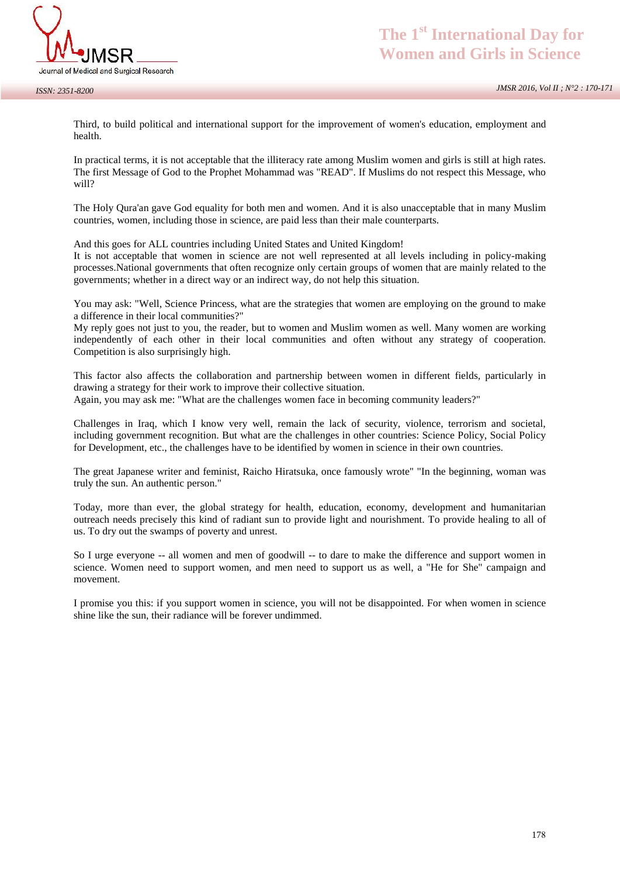Third, to build political and international support for the improvement of women's education, employment and health.

In practical terms, it is not acceptable that the illiteracy rate among Muslim women and girls is still at high rates. The first Message of God to the Prophet Mohammad was "READ". If Muslims do not respect this Message, who will?

The Holy Qura'an gave God equality for both men and women. And it is also unacceptable that in many Muslim countries, women, including those in science, are paid less than their male counterparts.

And this goes for ALL countries including United States and United Kingdom!
It is not acceptable that women in science are not well represented at all levels including in policy-making processes.National governments that often recognize only certain groups of women that are mainly related to the governments; whether in a direct way or an indirect way, do not help this situation.

You may ask: "Well, Science Princess, what are the strategies that women are employing on the ground to make a difference in their local communities?"
My reply goes not just to you, the reader, but to women and Muslim women as well. Many women are working independently of each other in their local communities and often without any strategy of cooperation. Competition is also surprisingly high.

This factor also affects the collaboration and partnership between women in different fields, particularly in drawing a strategy for their work to improve their collective situation.
Again, you may ask me: "What are the challenges women face in becoming community leaders?"

Challenges in Iraq, which I know very well, remain the lack of security, violence, terrorism and societal, including government recognition. But what are the challenges in other countries: Science Policy, Social Policy for Development, etc., the challenges have to be identified by women in science in their own countries.

The great Japanese writer and feminist, Raicho Hiratsuka, once famously wrote" "In the beginning, woman was truly the sun. An authentic person."

Today, more than ever, the global strategy for health, education, economy, development and humanitarian outreach needs precisely this kind of radiant sun to provide light and nourishment. To provide healing to all of us. To dry out the swamps of poverty and unrest.

So I urge everyone -- all women and men of goodwill -- to dare to make the difference and support women in science. Women need to support women, and men need to support us as well, a "He for She" campaign and movement.

I promise you this: if you support women in science, you will not be disappointed. For when women in science shine like the sun, their radiance will be forever undimmed.